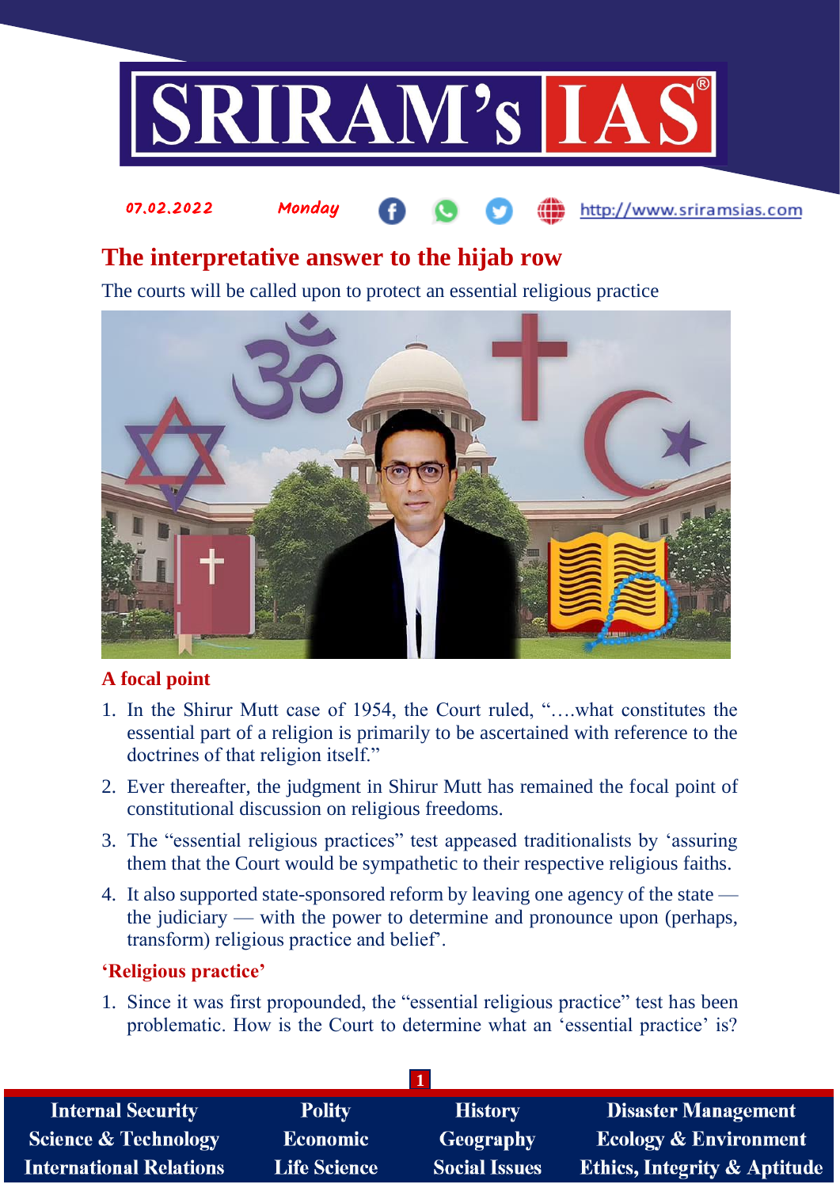07.02.2022 Monday http://www.sriramsias.com

# The interpretative answer to the hijab row

The courts will be called upon to protect an essential religious practice

## A focal point

1. In the Shirur Mutt case of 1954, the Court ruled, "….what constitutes the essential part of a religion is primarily to be ascertained with reference to the doctrines of that religion itself."
2. Ever thereafter, the judgment in Shirur Mutt has remained the focal point of constitutional discussion on religious freedoms.
3. The "essential religious practices" test appeased traditionalists by 'assuring them that the Court would be sympathetic to their respective religious faiths.
4. It also supported state-sponsored reform by leaving one agency of the state — the judiciary — with the power to determine and pronounce upon (perhaps, transform) religious practice and belief'.

## 'Religious practice'

1. Since it was first propounded, the "essential religious practice" test has been problematic. How is the Court to determine what an 'essential practice' is?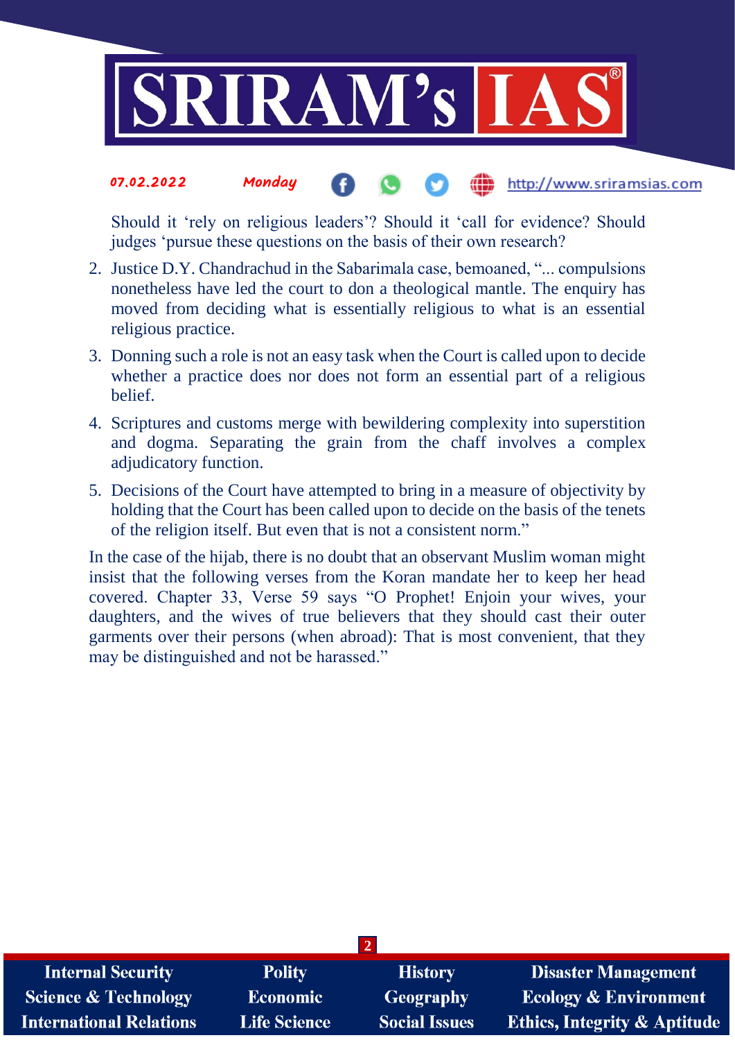Should it 'rely on religious leaders'? Should it 'call for evidence? Should judges 'pursue these questions on the basis of their own research?

2. Justice D.Y. Chandrachud in the Sabarimala case, bemoaned, "... compulsions nonetheless have led the court to don a theological mantle. The enquiry has moved from deciding what is essentially religious to what is an essential religious practice.
3. Donning such a role is not an easy task when the Court is called upon to decide whether a practice does nor does not form an essential part of a religious belief.
4. Scriptures and customs merge with bewildering complexity into superstition and dogma. Separating the grain from the chaff involves a complex adjudicatory function.
5. Decisions of the Court have attempted to bring in a measure of objectivity by holding that the Court has been called upon to decide on the basis of the tenets of the religion itself. But even that is not a consistent norm."

In the case of the hijab, there is no doubt that an observant Muslim woman might insist that the following verses from the Koran mandate her to keep her head covered. Chapter 33, Verse 59 says "O Prophet! Enjoin your wives, your daughters, and the wives of true believers that they should cast their outer garments over their persons (when abroad): That is most convenient, that they may be distinguished and not be harassed."